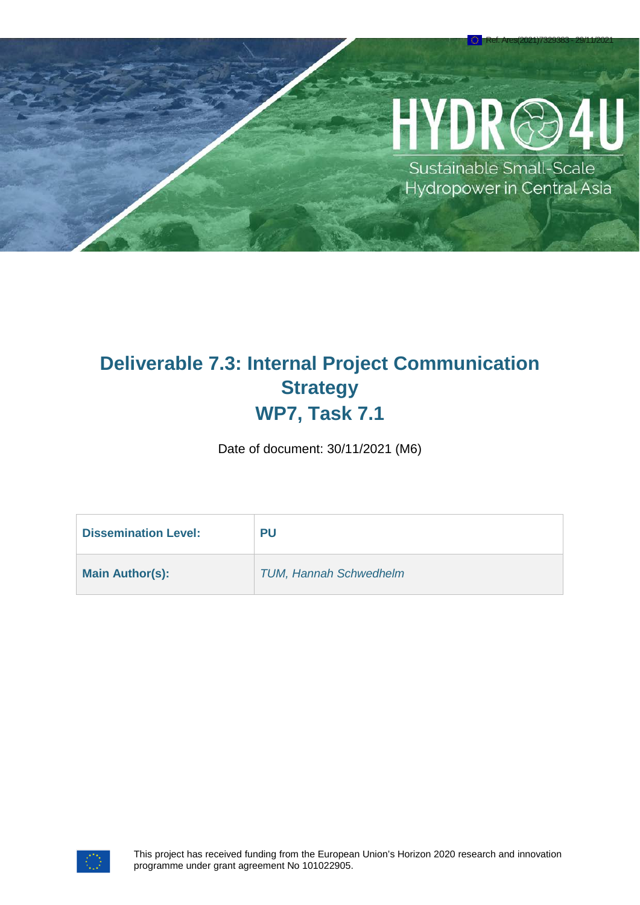Ref. Ares(2021)7329383 - 29/11/2021

HYDRO4U

Sustainable Small-Scale Hydropower in Central Asia

# Deliverable 7.3: Internal Project Communication Strategy
# WP7, Task 7.1

Date of document: 30/11/2021 (M6)

| **Dissemination Level:** | **PU** |
|---|---|
| **Main Author(s):** | *TUM, Hannah Schwedhelm* |

This project has received funding from the European Union's Horizon 2020 research and innovation programme under grant agreement No 101022905.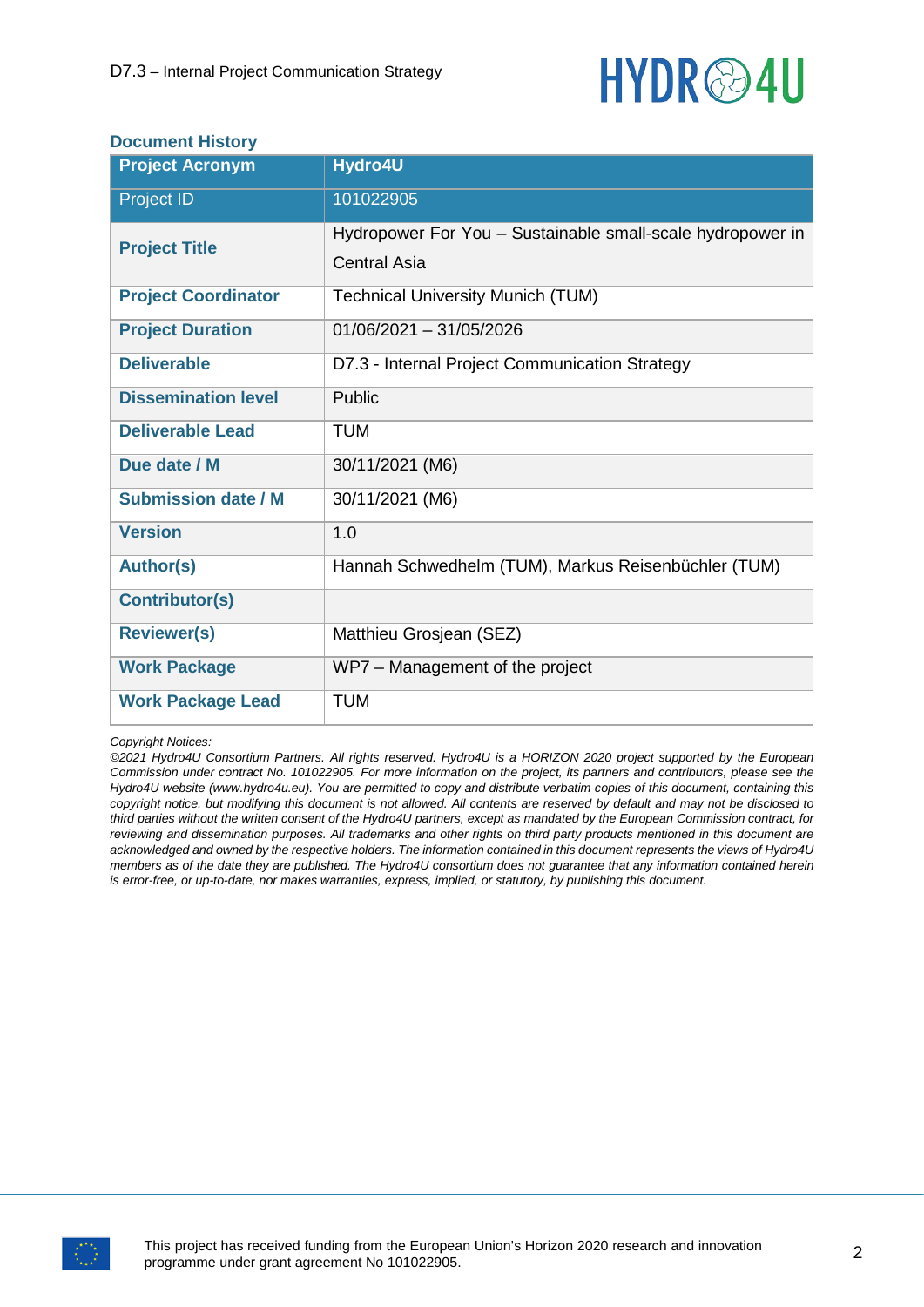### Document History

| Project Acronym | Hydro4U |
|---|---|
| Project ID | 101022905 |
| **Project Title** | Hydropower For You – Sustainable small-scale hydropower in Central Asia |
| **Project Coordinator** | Technical University Munich (TUM) |
| **Project Duration** | 01/06/2021 – 31/05/2026 |
| **Deliverable** | D7.3 - Internal Project Communication Strategy |
| **Dissemination level** | Public |
| **Deliverable Lead** | TUM |
| **Due date / M** | 30/11/2021 (M6) |
| **Submission date / M** | 30/11/2021 (M6) |
| **Version** | 1.0 |
| **Author(s)** | Hannah Schwedhelm (TUM), Markus Reisenbüchler (TUM) |
| **Contributor(s)** | |
| **Reviewer(s)** | Matthieu Grosjean (SEZ) |
| **Work Package** | WP7 – Management of the project |
| **Work Package Lead** | TUM |

*Copyright Notices:*

*©2021 Hydro4U Consortium Partners. All rights reserved. Hydro4U is a HORIZON 2020 project supported by the European Commission under contract No. 101022905. For more information on the project, its partners and contributors, please see the Hydro4U website (www.hydro4u.eu). You are permitted to copy and distribute verbatim copies of this document, containing this copyright notice, but modifying this document is not allowed. All contents are reserved by default and may not be disclosed to third parties without the written consent of the Hydro4U partners, except as mandated by the European Commission contract, for reviewing and dissemination purposes. All trademarks and other rights on third party products mentioned in this document are acknowledged and owned by the respective holders. The information contained in this document represents the views of Hydro4U members as of the date they are published. The Hydro4U consortium does not guarantee that any information contained herein is error-free, or up-to-date, nor makes warranties, express, implied, or statutory, by publishing this document.*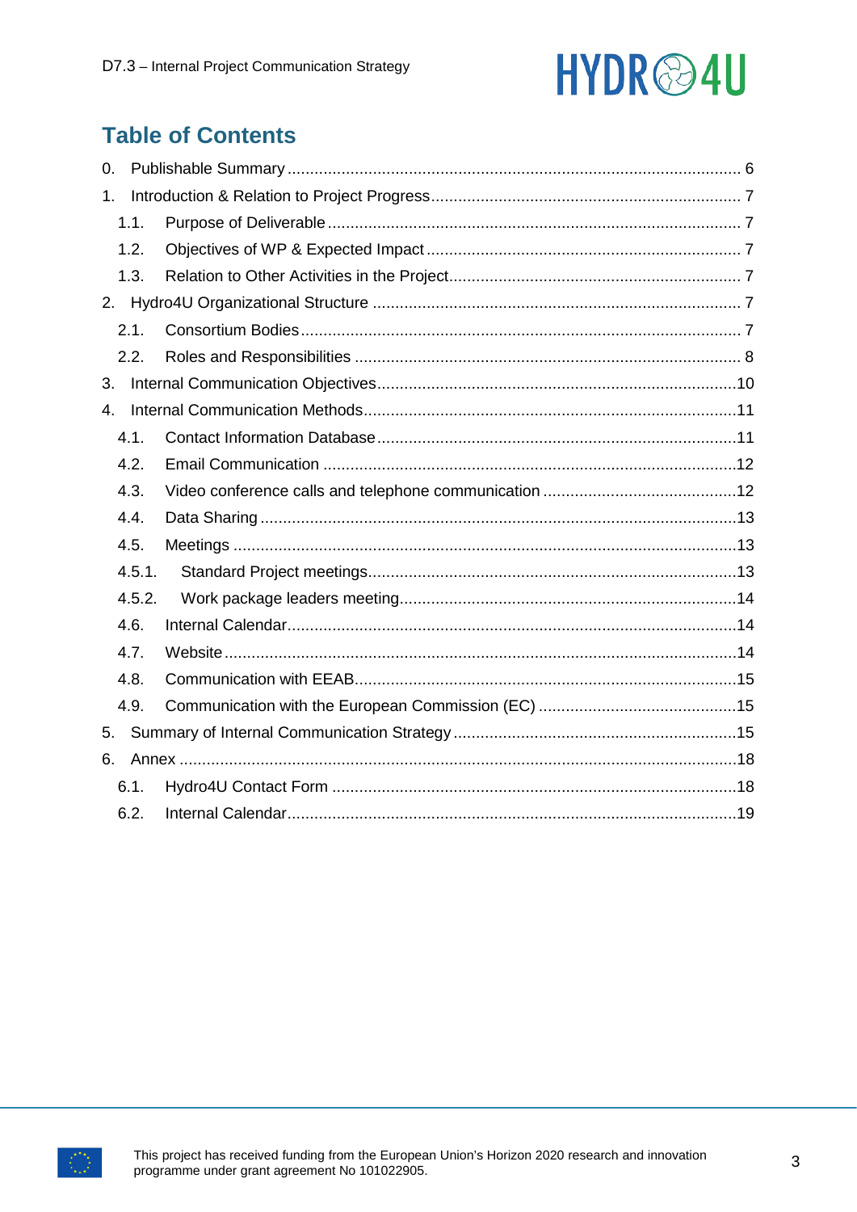# Table of Contents

0. Publishable Summary ..... 6
1. Introduction & Relation to Project Progress ..... 7
   - 1.1. Purpose of Deliverable ..... 7
   - 1.2. Objectives of WP & Expected Impact ..... 7
   - 1.3. Relation to Other Activities in the Project ..... 7
2. Hydro4U Organizational Structure ..... 7
   - 2.1. Consortium Bodies ..... 7
   - 2.2. Roles and Responsibilities ..... 8
3. Internal Communication Objectives ..... 10
4. Internal Communication Methods ..... 11
   - 4.1. Contact Information Database ..... 11
   - 4.2. Email Communication ..... 12
   - 4.3. Video conference calls and telephone communication ..... 12
   - 4.4. Data Sharing ..... 13
   - 4.5. Meetings ..... 13
     - 4.5.1. Standard Project meetings ..... 13
     - 4.5.2. Work package leaders meeting ..... 14
   - 4.6. Internal Calendar ..... 14
   - 4.7. Website ..... 14
   - 4.8. Communication with EEAB ..... 15
   - 4.9. Communication with the European Commission (EC) ..... 15
5. Summary of Internal Communication Strategy ..... 15
6. Annex ..... 18
   - 6.1. Hydro4U Contact Form ..... 18
   - 6.2. Internal Calendar ..... 19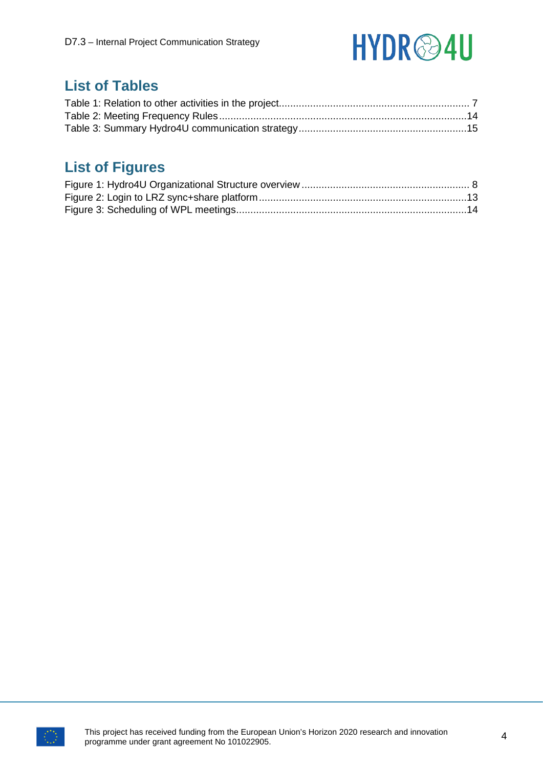## List of Tables

Table 1: Relation to other activities in the project .................................................................. 7
Table 2: Meeting Frequency Rules ...................................................................................... 14
Table 3: Summary Hydro4U communication strategy .......................................................... 15

## List of Figures

Figure 1: Hydro4U Organizational Structure overview .......................................................... 8
Figure 2: Login to LRZ sync+share platform ........................................................................ 13
Figure 3: Scheduling of WPL meetings ................................................................................ 14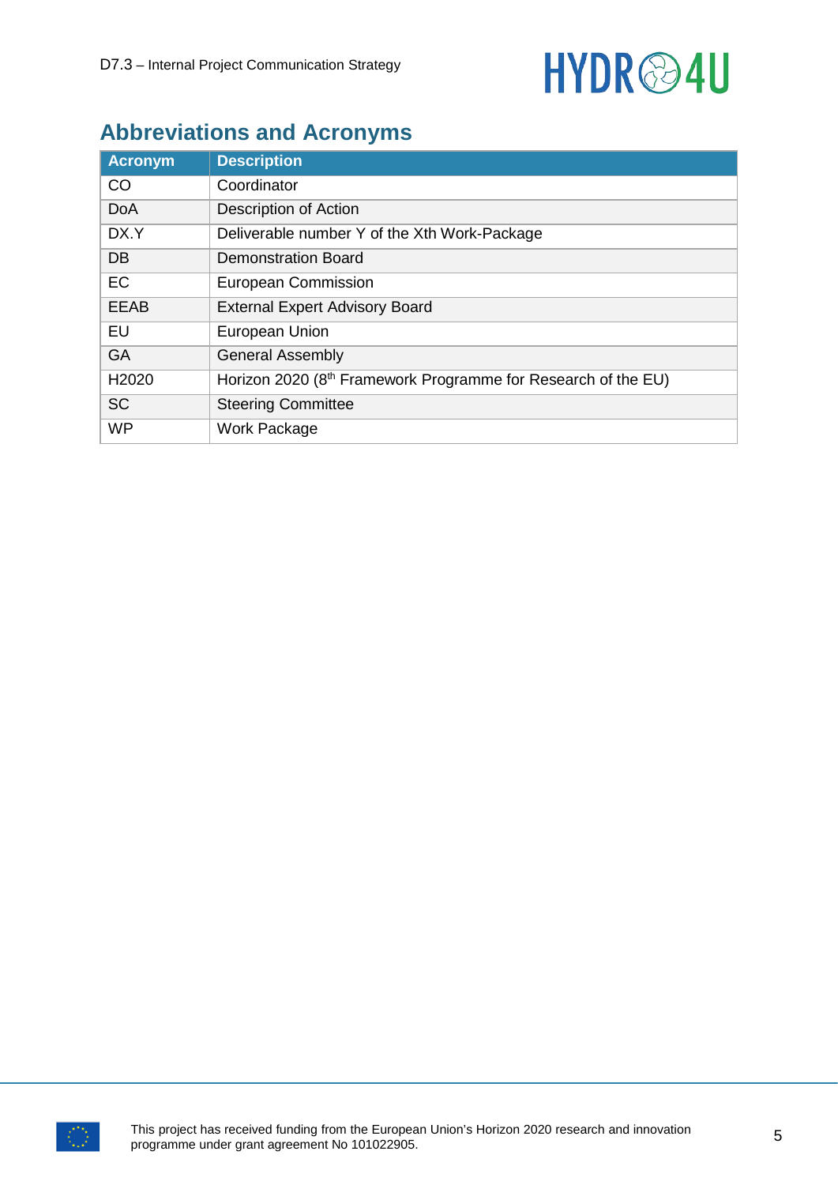## Abbreviations and Acronyms

| Acronym | Description |
|---|---|
| CO | Coordinator |
| DoA | Description of Action |
| DX.Y | Deliverable number Y of the Xth Work-Package |
| DB | Demonstration Board |
| EC | European Commission |
| EEAB | External Expert Advisory Board |
| EU | European Union |
| GA | General Assembly |
| H2020 | Horizon 2020 (8th Framework Programme for Research of the EU) |
| SC | Steering Committee |
| WP | Work Package |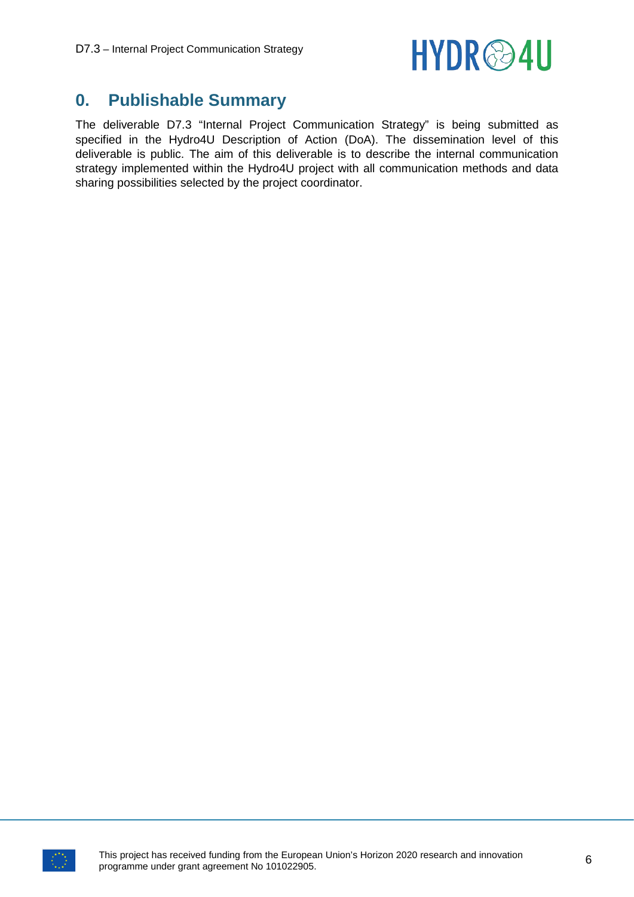# 0. Publishable Summary

The deliverable D7.3 "Internal Project Communication Strategy" is being submitted as specified in the Hydro4U Description of Action (DoA). The dissemination level of this deliverable is public. The aim of this deliverable is to describe the internal communication strategy implemented within the Hydro4U project with all communication methods and data sharing possibilities selected by the project coordinator.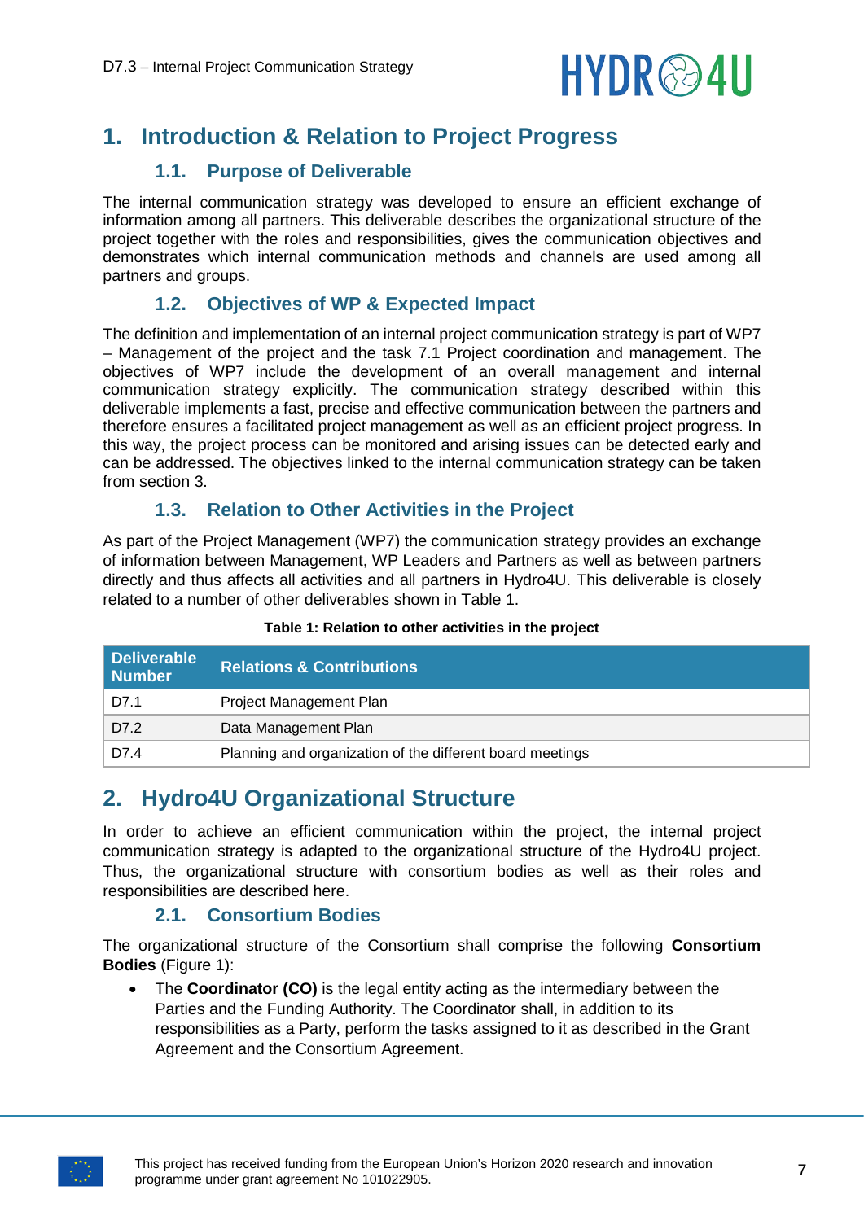# 1. Introduction & Relation to Project Progress

## 1.1. Purpose of Deliverable

The internal communication strategy was developed to ensure an efficient exchange of information among all partners. This deliverable describes the organizational structure of the project together with the roles and responsibilities, gives the communication objectives and demonstrates which internal communication methods and channels are used among all partners and groups.

## 1.2. Objectives of WP & Expected Impact

The definition and implementation of an internal project communication strategy is part of WP7 – Management of the project and the task 7.1 Project coordination and management. The objectives of WP7 include the development of an overall management and internal communication strategy explicitly. The communication strategy described within this deliverable implements a fast, precise and effective communication between the partners and therefore ensures a facilitated project management as well as an efficient project progress. In this way, the project process can be monitored and arising issues can be detected early and can be addressed. The objectives linked to the internal communication strategy can be taken from section 3.

## 1.3. Relation to Other Activities in the Project

As part of the Project Management (WP7) the communication strategy provides an exchange of information between Management, WP Leaders and Partners as well as between partners directly and thus affects all activities and all partners in Hydro4U. This deliverable is closely related to a number of other deliverables shown in Table 1.

**Table 1: Relation to other activities in the project**

| Deliverable Number | Relations & Contributions |
|---|---|
| D7.1 | Project Management Plan |
| D7.2 | Data Management Plan |
| D7.4 | Planning and organization of the different board meetings |

# 2. Hydro4U Organizational Structure

In order to achieve an efficient communication within the project, the internal project communication strategy is adapted to the organizational structure of the Hydro4U project. Thus, the organizational structure with consortium bodies as well as their roles and responsibilities are described here.

## 2.1. Consortium Bodies

The organizational structure of the Consortium shall comprise the following **Consortium Bodies** (Figure 1):

- The **Coordinator (CO)** is the legal entity acting as the intermediary between the Parties and the Funding Authority. The Coordinator shall, in addition to its responsibilities as a Party, perform the tasks assigned to it as described in the Grant Agreement and the Consortium Agreement.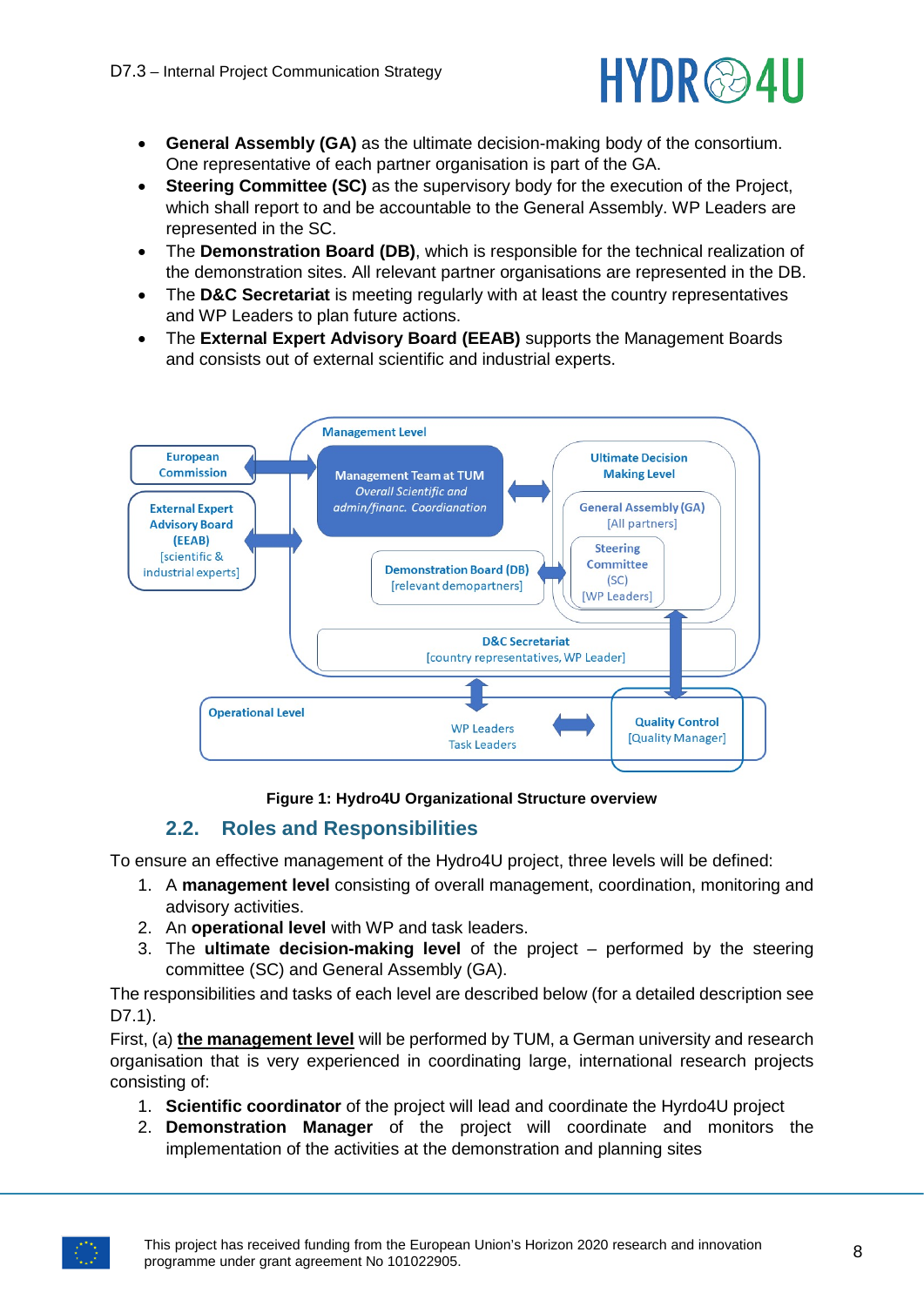- **General Assembly (GA)** as the ultimate decision-making body of the consortium. One representative of each partner organisation is part of the GA.
- **Steering Committee (SC)** as the supervisory body for the execution of the Project, which shall report to and be accountable to the General Assembly. WP Leaders are represented in the SC.
- The **Demonstration Board (DB)**, which is responsible for the technical realization of the demonstration sites. All relevant partner organisations are represented in the DB.
- The **D&C Secretariat** is meeting regularly with at least the country representatives and WP Leaders to plan future actions.
- The **External Expert Advisory Board (EEAB)** supports the Management Boards and consists out of external scientific and industrial experts.

**Figure 1: Hydro4U Organizational Structure overview**

## 2.2. Roles and Responsibilities

To ensure an effective management of the Hydro4U project, three levels will be defined:

1. A **management level** consisting of overall management, coordination, monitoring and advisory activities.
2. An **operational level** with WP and task leaders.
3. The **ultimate decision-making level** of the project – performed by the steering committee (SC) and General Assembly (GA).

The responsibilities and tasks of each level are described below (for a detailed description see D7.1).

First, (a) **the management level** will be performed by TUM, a German university and research organisation that is very experienced in coordinating large, international research projects consisting of:

1. **Scientific coordinator** of the project will lead and coordinate the Hyrdo4U project
2. **Demonstration Manager** of the project will coordinate and monitors the implementation of the activities at the demonstration and planning sites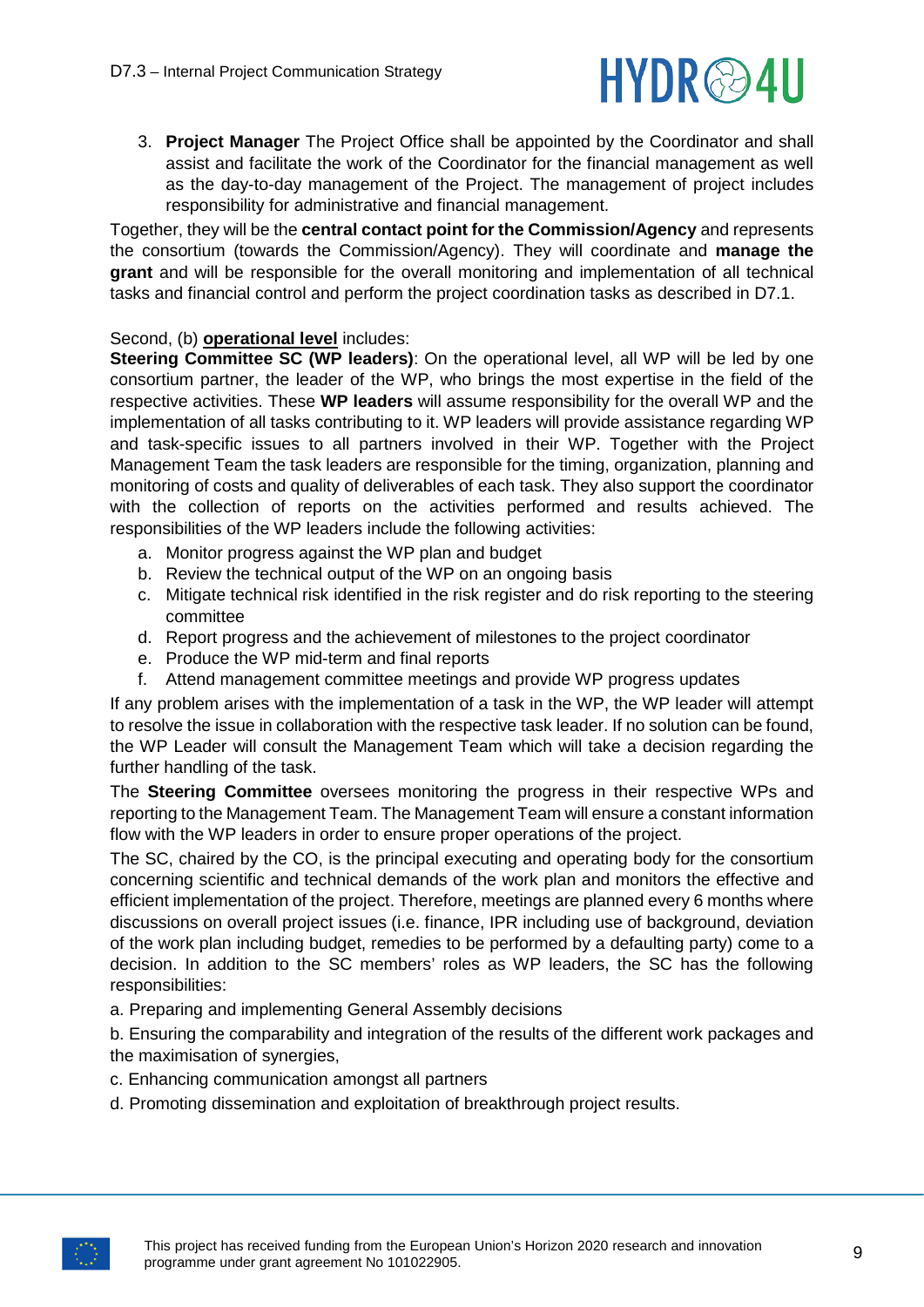3. **Project Manager** The Project Office shall be appointed by the Coordinator and shall assist and facilitate the work of the Coordinator for the financial management as well as the day-to-day management of the Project. The management of project includes responsibility for administrative and financial management.

Together, they will be the **central contact point for the Commission/Agency** and represents the consortium (towards the Commission/Agency). They will coordinate and **manage the grant** and will be responsible for the overall monitoring and implementation of all technical tasks and financial control and perform the project coordination tasks as described in D7.1.

Second, (b) **operational level** includes:

**Steering Committee SC (WP leaders)**: On the operational level, all WP will be led by one consortium partner, the leader of the WP, who brings the most expertise in the field of the respective activities. These **WP leaders** will assume responsibility for the overall WP and the implementation of all tasks contributing to it. WP leaders will provide assistance regarding WP and task-specific issues to all partners involved in their WP. Together with the Project Management Team the task leaders are responsible for the timing, organization, planning and monitoring of costs and quality of deliverables of each task. They also support the coordinator with the collection of reports on the activities performed and results achieved. The responsibilities of the WP leaders include the following activities:

a. Monitor progress against the WP plan and budget
b. Review the technical output of the WP on an ongoing basis
c. Mitigate technical risk identified in the risk register and do risk reporting to the steering committee
d. Report progress and the achievement of milestones to the project coordinator
e. Produce the WP mid-term and final reports
f. Attend management committee meetings and provide WP progress updates

If any problem arises with the implementation of a task in the WP, the WP leader will attempt to resolve the issue in collaboration with the respective task leader. If no solution can be found, the WP Leader will consult the Management Team which will take a decision regarding the further handling of the task.

The **Steering Committee** oversees monitoring the progress in their respective WPs and reporting to the Management Team. The Management Team will ensure a constant information flow with the WP leaders in order to ensure proper operations of the project.

The SC, chaired by the CO, is the principal executing and operating body for the consortium concerning scientific and technical demands of the work plan and monitors the effective and efficient implementation of the project. Therefore, meetings are planned every 6 months where discussions on overall project issues (i.e. finance, IPR including use of background, deviation of the work plan including budget, remedies to be performed by a defaulting party) come to a decision. In addition to the SC members' roles as WP leaders, the SC has the following responsibilities:

a. Preparing and implementing General Assembly decisions

b. Ensuring the comparability and integration of the results of the different work packages and the maximisation of synergies,

c. Enhancing communication amongst all partners

d. Promoting dissemination and exploitation of breakthrough project results.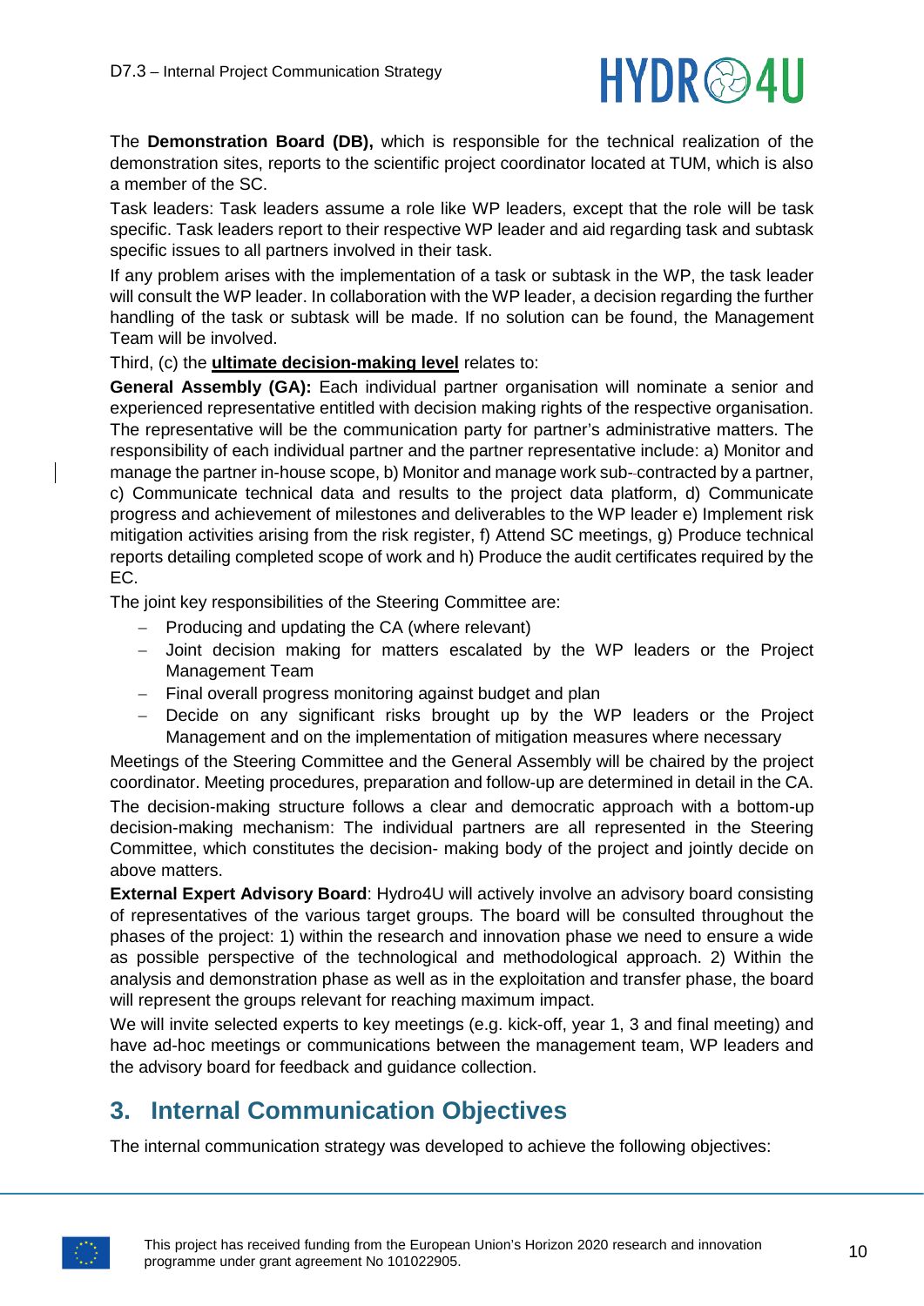The **Demonstration Board (DB),** which is responsible for the technical realization of the demonstration sites, reports to the scientific project coordinator located at TUM, which is also a member of the SC.

Task leaders: Task leaders assume a role like WP leaders, except that the role will be task specific. Task leaders report to their respective WP leader and aid regarding task and subtask specific issues to all partners involved in their task.

If any problem arises with the implementation of a task or subtask in the WP, the task leader will consult the WP leader. In collaboration with the WP leader, a decision regarding the further handling of the task or subtask will be made. If no solution can be found, the Management Team will be involved.

Third, (c) the **ultimate decision-making level** relates to:

**General Assembly (GA):** Each individual partner organisation will nominate a senior and experienced representative entitled with decision making rights of the respective organisation. The representative will be the communication party for partner's administrative matters. The responsibility of each individual partner and the partner representative include: a) Monitor and manage the partner in-house scope, b) Monitor and manage work sub-contracted by a partner, c) Communicate technical data and results to the project data platform, d) Communicate progress and achievement of milestones and deliverables to the WP leader e) Implement risk mitigation activities arising from the risk register, f) Attend SC meetings, g) Produce technical reports detailing completed scope of work and h) Produce the audit certificates required by the EC.

The joint key responsibilities of the Steering Committee are:

- Producing and updating the CA (where relevant)
- Joint decision making for matters escalated by the WP leaders or the Project Management Team
- Final overall progress monitoring against budget and plan
- Decide on any significant risks brought up by the WP leaders or the Project Management and on the implementation of mitigation measures where necessary

Meetings of the Steering Committee and the General Assembly will be chaired by the project coordinator. Meeting procedures, preparation and follow-up are determined in detail in the CA.

The decision-making structure follows a clear and democratic approach with a bottom-up decision-making mechanism: The individual partners are all represented in the Steering Committee, which constitutes the decision- making body of the project and jointly decide on above matters.

**External Expert Advisory Board**: Hydro4U will actively involve an advisory board consisting of representatives of the various target groups. The board will be consulted throughout the phases of the project: 1) within the research and innovation phase we need to ensure a wide as possible perspective of the technological and methodological approach. 2) Within the analysis and demonstration phase as well as in the exploitation and transfer phase, the board will represent the groups relevant for reaching maximum impact.

We will invite selected experts to key meetings (e.g. kick-off, year 1, 3 and final meeting) and have ad-hoc meetings or communications between the management team, WP leaders and the advisory board for feedback and guidance collection.

# 3. Internal Communication Objectives

The internal communication strategy was developed to achieve the following objectives: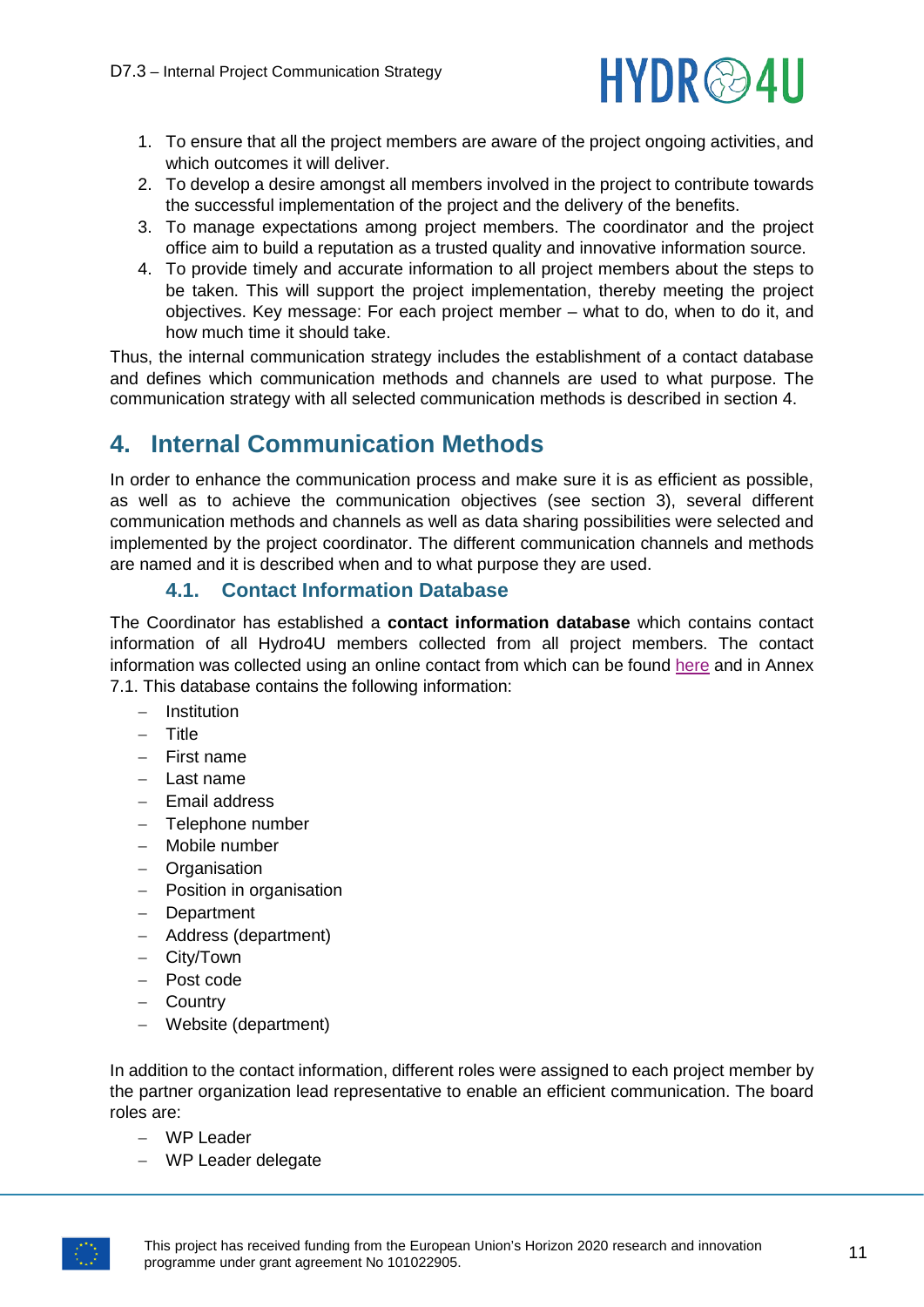1. To ensure that all the project members are aware of the project ongoing activities, and which outcomes it will deliver.
2. To develop a desire amongst all members involved in the project to contribute towards the successful implementation of the project and the delivery of the benefits.
3. To manage expectations among project members. The coordinator and the project office aim to build a reputation as a trusted quality and innovative information source.
4. To provide timely and accurate information to all project members about the steps to be taken. This will support the project implementation, thereby meeting the project objectives. Key message: For each project member – what to do, when to do it, and how much time it should take.

Thus, the internal communication strategy includes the establishment of a contact database and defines which communication methods and channels are used to what purpose. The communication strategy with all selected communication methods is described in section 4.

# 4. Internal Communication Methods

In order to enhance the communication process and make sure it is as efficient as possible, as well as to achieve the communication objectives (see section 3), several different communication methods and channels as well as data sharing possibilities were selected and implemented by the project coordinator. The different communication channels and methods are named and it is described when and to what purpose they are used.

## 4.1. Contact Information Database

The Coordinator has established a **contact information database** which contains contact information of all Hydro4U members collected from all project members. The contact information was collected using an online contact from which can be found here and in Annex 7.1. This database contains the following information:

- Institution
- Title
- First name
- Last name
- Email address
- Telephone number
- Mobile number
- Organisation
- Position in organisation
- Department
- Address (department)
- City/Town
- Post code
- Country
- Website (department)

In addition to the contact information, different roles were assigned to each project member by the partner organization lead representative to enable an efficient communication. The board roles are:

- WP Leader
- WP Leader delegate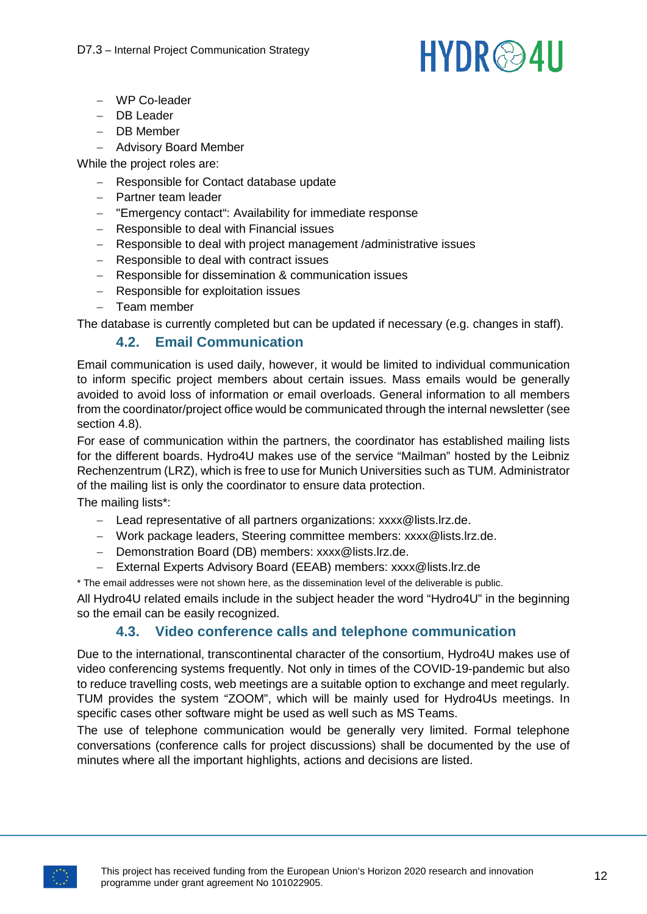- WP Co-leader
- DB Leader
- DB Member
- Advisory Board Member

While the project roles are:

- Responsible for Contact database update
- Partner team leader
- "Emergency contact": Availability for immediate response
- Responsible to deal with Financial issues
- Responsible to deal with project management /administrative issues
- Responsible to deal with contract issues
- Responsible for dissemination & communication issues
- Responsible for exploitation issues
- Team member

The database is currently completed but can be updated if necessary (e.g. changes in staff).

## 4.2. Email Communication

Email communication is used daily, however, it would be limited to individual communication to inform specific project members about certain issues. Mass emails would be generally avoided to avoid loss of information or email overloads. General information to all members from the coordinator/project office would be communicated through the internal newsletter (see section 4.8).

For ease of communication within the partners, the coordinator has established mailing lists for the different boards. Hydro4U makes use of the service "Mailman" hosted by the Leibniz Rechenzentrum (LRZ), which is free to use for Munich Universities such as TUM. Administrator of the mailing list is only the coordinator to ensure data protection.

The mailing lists*:

- Lead representative of all partners organizations: xxxx@lists.lrz.de.
- Work package leaders, Steering committee members: xxxx@lists.lrz.de.
- Demonstration Board (DB) members: xxxx@lists.lrz.de.
- External Experts Advisory Board (EEAB) members: xxxx@lists.lrz.de

* The email addresses were not shown here, as the dissemination level of the deliverable is public.

All Hydro4U related emails include in the subject header the word "Hydro4U" in the beginning so the email can be easily recognized.

## 4.3. Video conference calls and telephone communication

Due to the international, transcontinental character of the consortium, Hydro4U makes use of video conferencing systems frequently. Not only in times of the COVID-19-pandemic but also to reduce travelling costs, web meetings are a suitable option to exchange and meet regularly. TUM provides the system "ZOOM", which will be mainly used for Hydro4Us meetings. In specific cases other software might be used as well such as MS Teams.

The use of telephone communication would be generally very limited. Formal telephone conversations (conference calls for project discussions) shall be documented by the use of minutes where all the important highlights, actions and decisions are listed.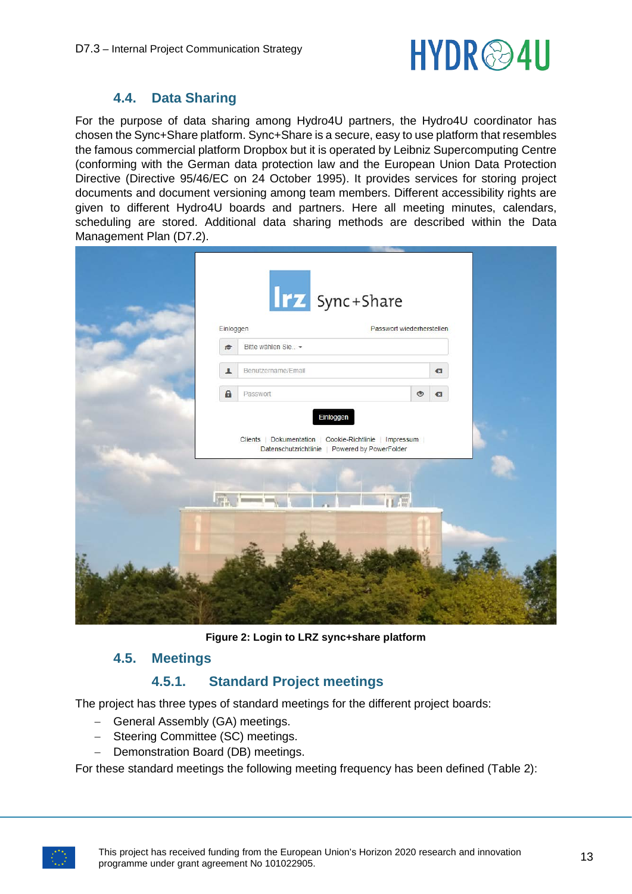## 4.4. Data Sharing

For the purpose of data sharing among Hydro4U partners, the Hydro4U coordinator has chosen the Sync+Share platform. Sync+Share is a secure, easy to use platform that resembles the famous commercial platform Dropbox but it is operated by Leibniz Supercomputing Centre (conforming with the German data protection law and the European Union Data Protection Directive (Directive 95/46/EC on 24 October 1995). It provides services for storing project documents and document versioning among team members. Different accessibility rights are given to different Hydro4U boards and partners. Here all meeting minutes, calendars, scheduling are stored. Additional data sharing methods are described within the Data Management Plan (D7.2).

**Figure 2: Login to LRZ sync+share platform**

## 4.5. Meetings

### 4.5.1. Standard Project meetings

The project has three types of standard meetings for the different project boards:

- General Assembly (GA) meetings.
- Steering Committee (SC) meetings.
- Demonstration Board (DB) meetings.

For these standard meetings the following meeting frequency has been defined (Table 2):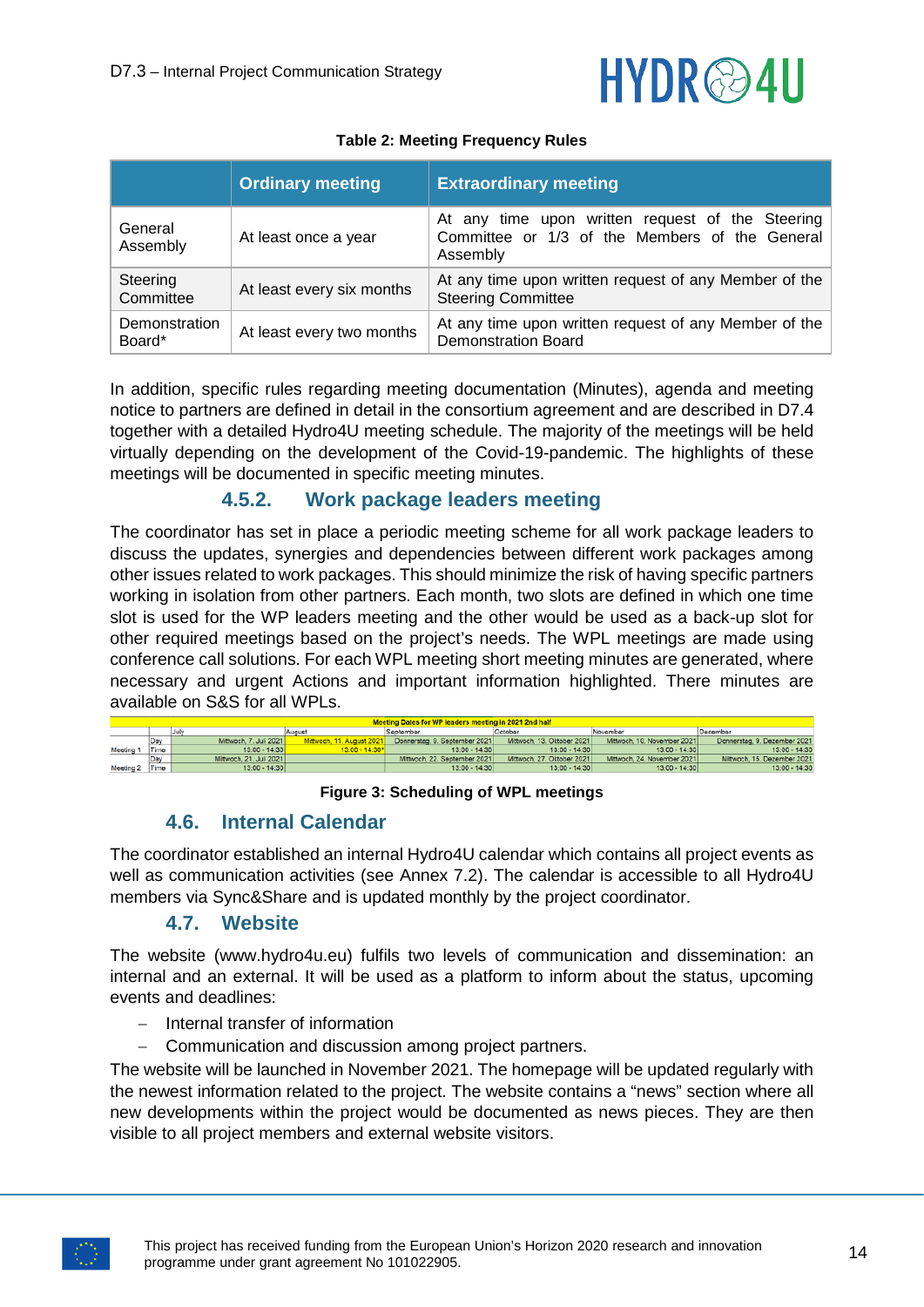**Table 2: Meeting Frequency Rules**

| | Ordinary meeting | Extraordinary meeting |
|---|---|---|
| General Assembly | At least once a year | At any time upon written request of the Steering Committee or 1/3 of the Members of the General Assembly |
| Steering Committee | At least every six months | At any time upon written request of any Member of the Steering Committee |
| Demonstration Board* | At least every two months | At any time upon written request of any Member of the Demonstration Board |

In addition, specific rules regarding meeting documentation (Minutes), agenda and meeting notice to partners are defined in detail in the consortium agreement and are described in D7.4 together with a detailed Hydro4U meeting schedule. The majority of the meetings will be held virtually depending on the development of the Covid-19-pandemic. The highlights of these meetings will be documented in specific meeting minutes.

#### 4.5.2. Work package leaders meeting

The coordinator has set in place a periodic meeting scheme for all work package leaders to discuss the updates, synergies and dependencies between different work packages among other issues related to work packages. This should minimize the risk of having specific partners working in isolation from other partners. Each month, two slots are defined in which one time slot is used for the WP leaders meeting and the other would be used as a back-up slot for other required meetings based on the project's needs. The WPL meetings are made using conference call solutions. For each WPL meeting short meeting minutes are generated, where necessary and urgent Actions and important information highlighted. There minutes are available on S&S for all WPLs.

| Meeting Dates for WP leaders meeting in 2021 2nd half | | | | | | | |
|---|---|---|---|---|---|---|---|
| | | July | August | September | October | November | December |
| Meeting 1 | Day | Mittwoch, 7. Juli 2021 | Mittwoch, 11. August 2021 | Donnerstag, 9. September 2021 | Mittwoch, 13. Oktober 2021 | Mittwoch, 10. November 2021 | Donnerstag, 9. Dezember 2021 |
| | Time | 13:00 - 14:30 | 13:00 - 14:30* | 13:00 - 14:30 | 13:00 - 14:30 | 13:00 - 14:30 | 13:00 - 14:30 |
| Meeting 2 | Day | Mittwoch, 21. Juli 2021 | | Mittwoch, 22. September 2021 | Mittwoch, 27. Oktober 2021 | Mittwoch, 24. November 2021 | Mittwoch, 15. Dezember 2021 |
| | Time | 13:00 - 14:30 | | 13:00 - 14:30 | 13:00 - 14:30 | 13:00 - 14:30 | 13:00 - 14:30 |

**Figure 3: Scheduling of WPL meetings**

### 4.6. Internal Calendar

The coordinator established an internal Hydro4U calendar which contains all project events as well as communication activities (see Annex 7.2). The calendar is accessible to all Hydro4U members via Sync&Share and is updated monthly by the project coordinator.

### 4.7. Website

The website (www.hydro4u.eu) fulfils two levels of communication and dissemination: an internal and an external. It will be used as a platform to inform about the status, upcoming events and deadlines:

- Internal transfer of information
- Communication and discussion among project partners.

The website will be launched in November 2021. The homepage will be updated regularly with the newest information related to the project. The website contains a "news" section where all new developments within the project would be documented as news pieces. They are then visible to all project members and external website visitors.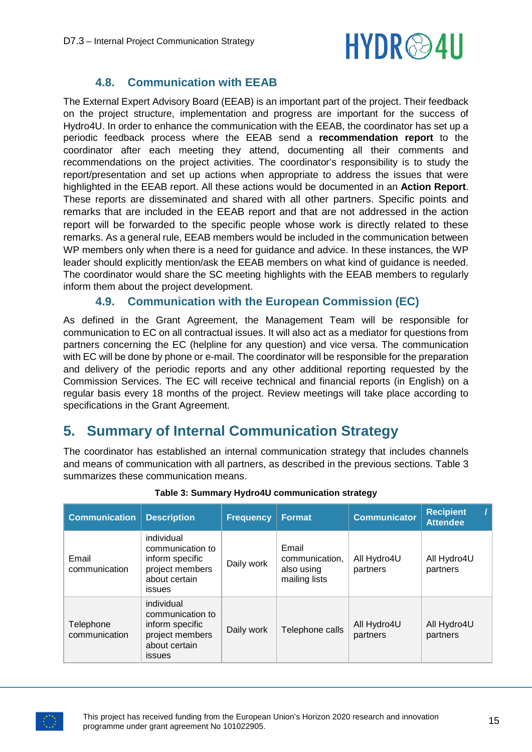### 4.8. Communication with EEAB

The External Expert Advisory Board (EEAB) is an important part of the project. Their feedback on the project structure, implementation and progress are important for the success of Hydro4U. In order to enhance the communication with the EEAB, the coordinator has set up a periodic feedback process where the EEAB send a **recommendation report** to the coordinator after each meeting they attend, documenting all their comments and recommendations on the project activities. The coordinator's responsibility is to study the report/presentation and set up actions when appropriate to address the issues that were highlighted in the EEAB report. All these actions would be documented in an **Action Report**. These reports are disseminated and shared with all other partners. Specific points and remarks that are included in the EEAB report and that are not addressed in the action report will be forwarded to the specific people whose work is directly related to these remarks. As a general rule, EEAB members would be included in the communication between WP members only when there is a need for guidance and advice. In these instances, the WP leader should explicitly mention/ask the EEAB members on what kind of guidance is needed. The coordinator would share the SC meeting highlights with the EEAB members to regularly inform them about the project development.

### 4.9. Communication with the European Commission (EC)

As defined in the Grant Agreement, the Management Team will be responsible for communication to EC on all contractual issues. It will also act as a mediator for questions from partners concerning the EC (helpline for any question) and vice versa. The communication with EC will be done by phone or e-mail. The coordinator will be responsible for the preparation and delivery of the periodic reports and any other additional reporting requested by the Commission Services. The EC will receive technical and financial reports (in English) on a regular basis every 18 months of the project. Review meetings will take place according to specifications in the Grant Agreement.

## 5. Summary of Internal Communication Strategy

The coordinator has established an internal communication strategy that includes channels and means of communication with all partners, as described in the previous sections. Table 3 summarizes these communication means.

**Table 3: Summary Hydro4U communication strategy**

| Communication | Description | Frequency | Format | Communicator | Recipient / Attendee |
|---|---|---|---|---|---|
| Email communication | individual communication to inform specific project members about certain issues | Daily work | Email communication, also using mailing lists | All Hydro4U partners | All Hydro4U partners |
| Telephone communication | individual communication to inform specific project members about certain issues | Daily work | Telephone calls | All Hydro4U partners | All Hydro4U partners |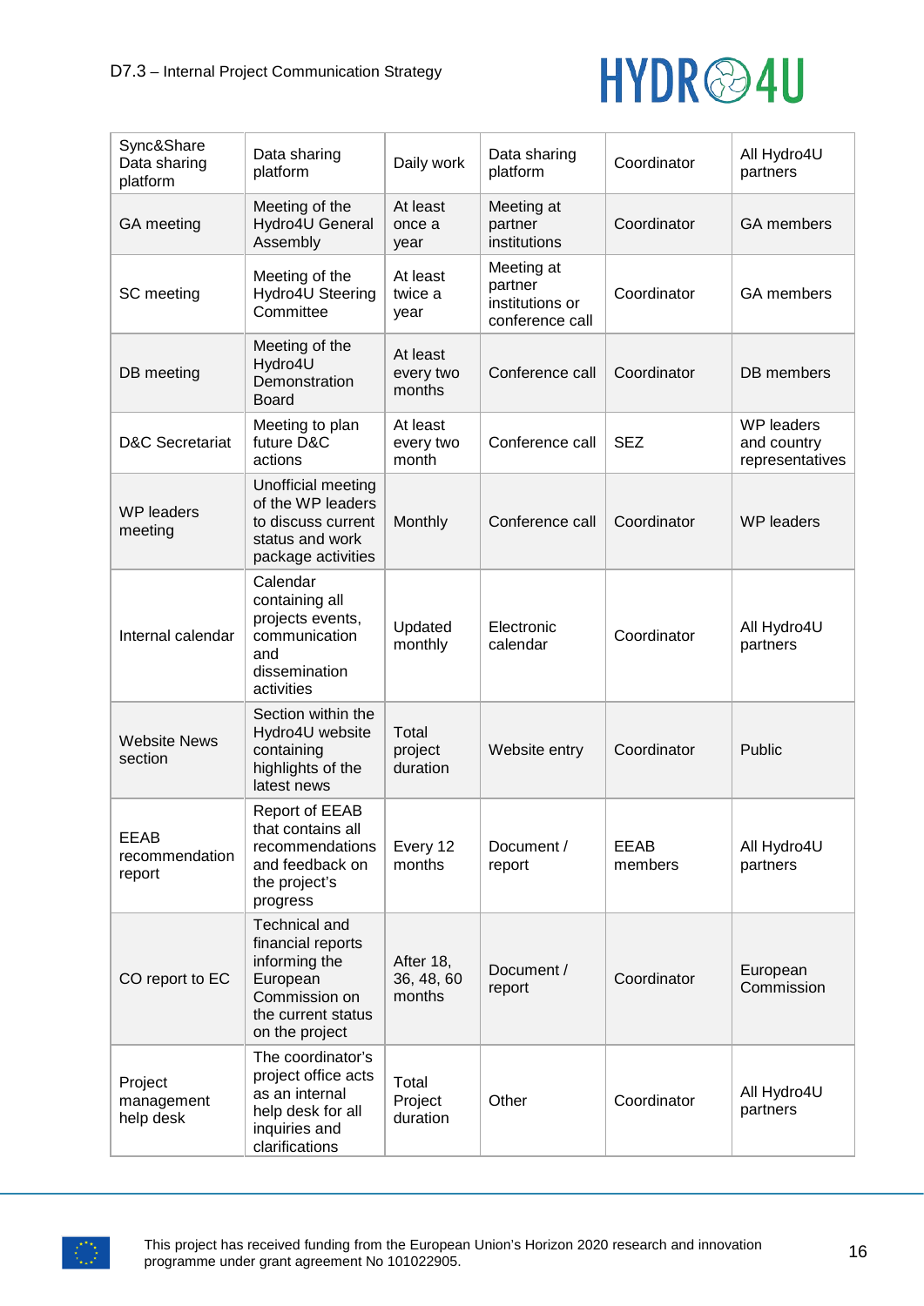| Sync&Share Data sharing platform | Data sharing platform | Daily work | Data sharing platform | Coordinator | All Hydro4U partners |
|---|---|---|---|---|---|
| GA meeting | Meeting of the Hydro4U General Assembly | At least once a year | Meeting at partner institutions | Coordinator | GA members |
| SC meeting | Meeting of the Hydro4U Steering Committee | At least twice a year | Meeting at partner institutions or conference call | Coordinator | GA members |
| DB meeting | Meeting of the Hydro4U Demonstration Board | At least every two months | Conference call | Coordinator | DB members |
| D&C Secretariat | Meeting to plan future D&C actions | At least every two month | Conference call | SEZ | WP leaders and country representatives |
| WP leaders meeting | Unofficial meeting of the WP leaders to discuss current status and work package activities | Monthly | Conference call | Coordinator | WP leaders |
| Internal calendar | Calendar containing all projects events, communication and dissemination activities | Updated monthly | Electronic calendar | Coordinator | All Hydro4U partners |
| Website News section | Section within the Hydro4U website containing highlights of the latest news | Total project duration | Website entry | Coordinator | Public |
| EEAB recommendation report | Report of EEAB that contains all recommendations and feedback on the project's progress | Every 12 months | Document / report | EEAB members | All Hydro4U partners |
| CO report to EC | Technical and financial reports informing the European Commission on the current status on the project | After 18, 36, 48, 60 months | Document / report | Coordinator | European Commission |
| Project management help desk | The coordinator's project office acts as an internal help desk for all inquiries and clarifications | Total Project duration | Other | Coordinator | All Hydro4U partners |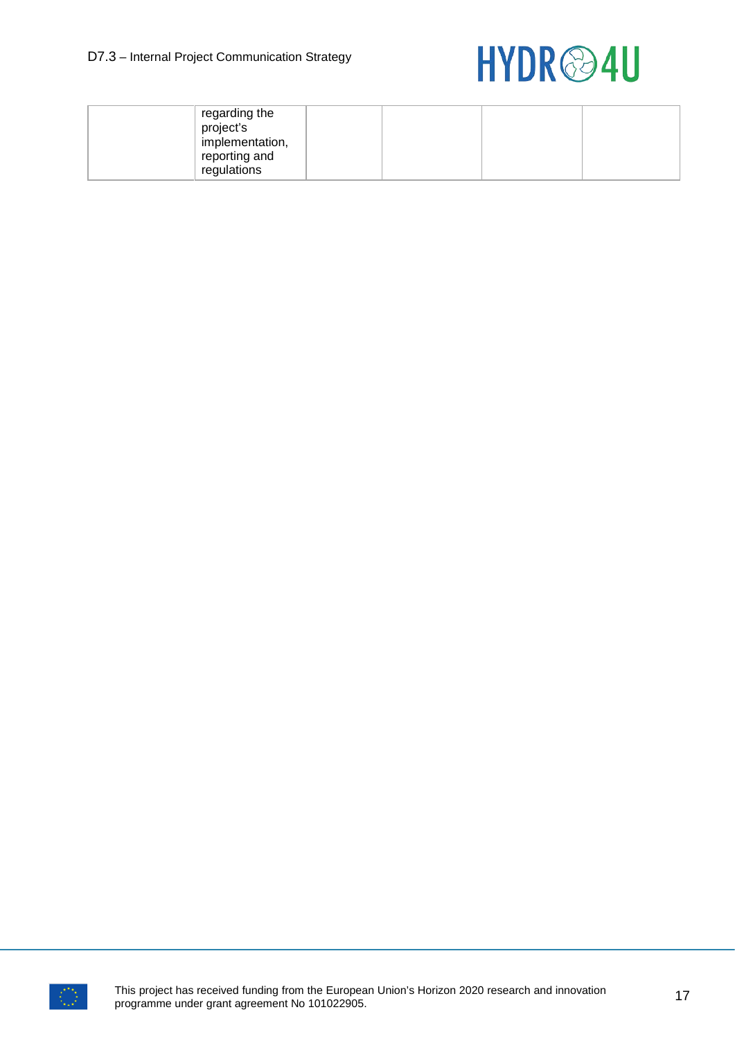|  | regarding the project's implementation, reporting and regulations |  |  |  |  |
|---|---|---|---|---|---|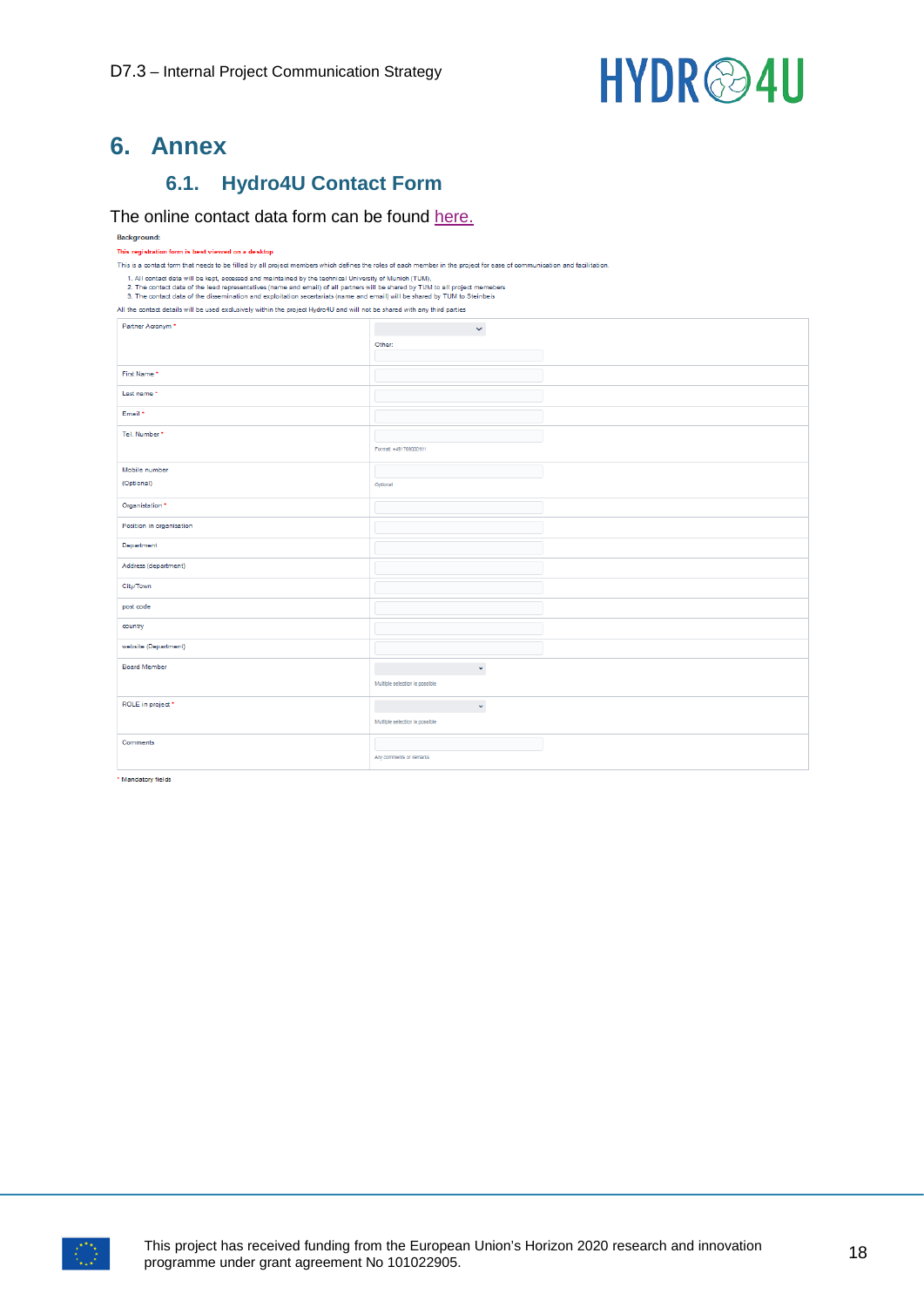# 6. Annex

## 6.1. Hydro4U Contact Form

The online contact data form can be found here.

**Background:**

This registration form is best viewed on a desktop

This is a contact form that needs to be filled by all project members which defines the roles of each member in the project for ease of communication and facilitation.

1. All contact data will be kept, accessed and maintained by the technical University of Munich (TUM).
2. The contact data of the lead representatives (name and email) of all partners will be shared by TUM to all project members
3. The contact data of the dissemination and exploitation secretariats (name and email) will be shared by TUM to Steinbeis

All the contact details will be used exclusively within the project Hydro4U and will not be shared with any third parties

| | |
|---|---|
| Partner Acronym * | Other: |
| First Name * | |
| Last name * | |
| Email * | |
| Tel. Number * | Format: +4917690001111 |
| Mobile number (Optional) | Optional |
| Organisation * | |
| Position in organisation | |
| Department | |
| Address (department) | |
| City/Town | |
| post code | |
| country | |
| website (Department) | |
| Board Member | Multiple selection is possible |
| ROLE in project * | Multiple selection is possible |
| Comments | Any comments or remarks |

* Mandatory fields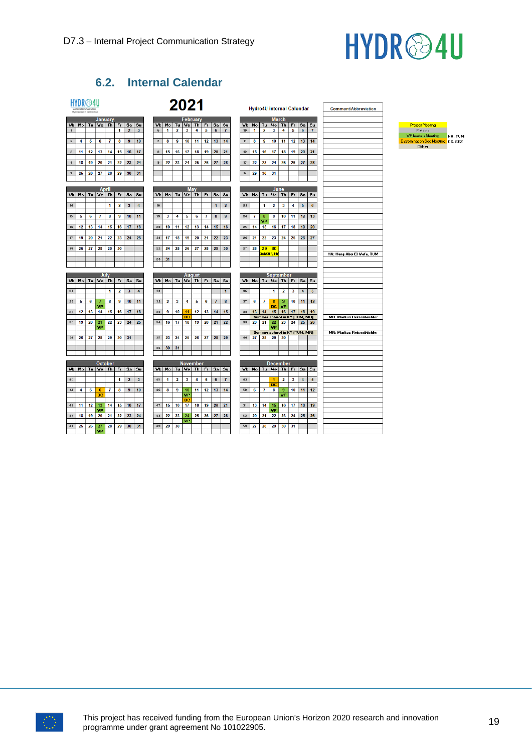## 6.2. Internal Calendar

HYDR4U
Sustainable Small-Scale Hydropower in Central Asia

# 2021

Hydro4U internal Calendar

**January**

| Wk | Mo | Tu | We | Th | Fr | Sa | Su |
|---|---|---|---|---|---|---|---|
| 1 | | | | | 1 | 2 | 3 |
| 2 | 4 | 5 | 6 | 7 | 8 | 9 | 10 |
| 3 | 11 | 12 | 13 | 14 | 15 | 16 | 17 |
| 4 | 18 | 19 | 20 | 21 | 22 | 23 | 24 |
| 5 | 25 | 26 | 27 | 28 | 29 | 30 | 31 |

**February**

| Wk | Mo | Tu | We | Th | Fr | Sa | Su |
|---|---|---|---|---|---|---|---|
| 5 | 1 | 2 | 3 | 4 | 5 | 6 | 7 |
| 7 | 8 | 9 | 10 | 11 | 12 | 13 | 14 |
| 8 | 15 | 16 | 17 | 18 | 19 | 20 | 21 |
| 9 | 22 | 23 | 24 | 25 | 26 | 27 | 28 |

**March**

| Wk | Mo | Tu | We | Th | Fr | Sa | Su |
|---|---|---|---|---|---|---|---|
| 10 | 1 | 2 | 3 | 4 | 5 | 6 | 7 |
| 11 | 8 | 9 | 10 | 11 | 12 | 13 | 14 |
| 12 | 15 | 16 | 17 | 18 | 19 | 20 | 21 |
| 13 | 22 | 23 | 24 | 25 | 26 | 27 | 28 |
| 14 | 29 | 30 | 31 | | | | |

**April**

| Wk | Mo | Tu | We | Th | Fr | Sa | Su |
|---|---|---|---|---|---|---|---|
| 14 | | | | 1 | 2 | 3 | 4 |
| 15 | 5 | 6 | 7 | 8 | 9 | 10 | 11 |
| 16 | 12 | 13 | 14 | 15 | 16 | 17 | 18 |
| 17 | 19 | 20 | 21 | 22 | 23 | 24 | 25 |
| 18 | 26 | 27 | 28 | 29 | 30 | | |

**May**

| Wk | Mo | Tu | We | Th | Fr | Sa | Su |
|---|---|---|---|---|---|---|---|
| 18 | | | | | | 1 | 2 |
| 19 | 3 | 4 | 5 | 6 | 7 | 8 | 9 |
| 20 | 10 | 11 | 12 | 13 | 14 | 15 | 16 |
| 21 | 17 | 18 | 19 | 20 | 21 | 22 | 23 |
| 22 | 24 | 25 | 26 | 27 | 28 | 29 | 30 |
| 23 | 31 | | | | | | |

**June**

| Wk | Mo | Tu | We | Th | Fr | Sa | Su |
|---|---|---|---|---|---|---|---|
| 23 | | 1 | 2 | 3 | 4 | 5 | 6 |
| 24 | 7 | 8 WP | 9 | 10 | 11 | 12 | 13 |
| 25 | 14 | 15 | 16 | 17 | 18 | 19 | 20 |
| 26 | 21 | 22 | 23 | 24 | 25 | 26 | 27 |
| 27 | 28 | 29 KickOff, HA | 30 | | | | |

**July**

| Wk | Mo | Tu | We | Th | Fr | Sa | Su |
|---|---|---|---|---|---|---|---|
| 27 | | | | 1 | 2 | 3 | 4 |
| 28 | 5 | 6 | 7 WP | 8 | 9 | 10 | 11 |
| 29 | 12 | 13 | 14 | 15 | 16 | 17 | 18 |
| 30 | 19 | 20 | 21 WP | 22 | 23 | 24 | 25 |
| 31 | 26 | 27 | 28 | 29 | 30 | 31 | |

**August**

| Wk | Mo | Tu | We | Th | Fr | Sa | Su |
|---|---|---|---|---|---|---|---|
| 31 | | | | | | | 1 |
| 32 | 2 | 3 | 4 | 5 | 6 | 7 | 8 |
| 33 | 9 | 10 | 11 DC | 12 | 13 | 14 | 15 |
| 34 | 16 | 17 | 18 | 19 | 20 | 21 | 22 |
| 35 | 23 | 24 | 25 | 26 | 27 | 28 | 29 |
| 36 | 30 | 31 | | | | | |

**September**

| Wk | Mo | Tu | We | Th | Fr | Sa | Su |
|---|---|---|---|---|---|---|---|
| 36 | | | 1 | 2 | 3 | 4 | 5 |
| 37 | 6 | 7 | 8 DC | 9 WP | 10 | 11 | 12 |
| 38 | 13 | 14 | 15 | 16 | 17 | 18 | 19 |
| | Summer school in KY (TUM, MR) | | | | | | |
| 39 | 20 | 21 | 22 WP | 23 | 24 | 25 | 26 |
| | Summer school in KY (TUM, MR) | | | | | | |
| 40 | 27 | 28 | 29 | 30 | | | |

**October**

| Wk | Mo | Tu | We | Th | Fr | Sa | Su |
|---|---|---|---|---|---|---|---|
| 40 | | | | | 1 | 2 | 3 |
| 41 | 4 | 5 | 6 DC | 7 | 8 | 9 | 10 |
| 42 | 11 | 12 | 13 WP | 14 | 15 | 16 | 17 |
| 43 | 18 | 19 | 20 | 21 | 22 | 23 | 24 |
| 44 | 25 | 26 | 27 WP | 28 | 29 | 30 | 31 |

**November**

| Wk | Mo | Tu | We | Th | Fr | Sa | Su |
|---|---|---|---|---|---|---|---|
| 45 | 1 | 2 | 3 | 4 | 5 | 6 | 7 |
| 46 | 8 | 9 | 10 WP DC | 11 | 12 | 13 | 14 |
| 47 | 15 | 16 | 17 | 18 | 19 | 20 | 21 |
| 48 | 22 | 23 | 24 WP | 25 | 26 | 27 | 28 |
| 49 | 29 | 30 | | | | | |

**December**

| Wk | Mo | Tu | We | Th | Fr | Sa | Su |
|---|---|---|---|---|---|---|---|
| 49 | | | 1 DC | 2 | 3 | 4 | 5 |
| 50 | 6 | 7 | 8 | 9 WP | 10 | 11 | 12 |
| 51 | 13 | 14 | 15 WP | 16 | 17 | 18 | 19 |
| 52 | 20 | 21 | 22 | 23 | 24 | 25 | 26 |
| 53 | 27 | 28 | 29 | 30 | 31 | | |

**Comment/Abbreviation**

- HA: Hans Abo El Wafa, TUM
- MR: Markus Reisenbüchler
- MR: Markus Reisenbüchler

**Legend**

| | |
|---|---|
| Project Meeting | |
| Fieldtrip | |
| WP leaders Meeting | HA, TUM |
| Dissemination Coo Meeting | CS, SEZ |
| Other | |